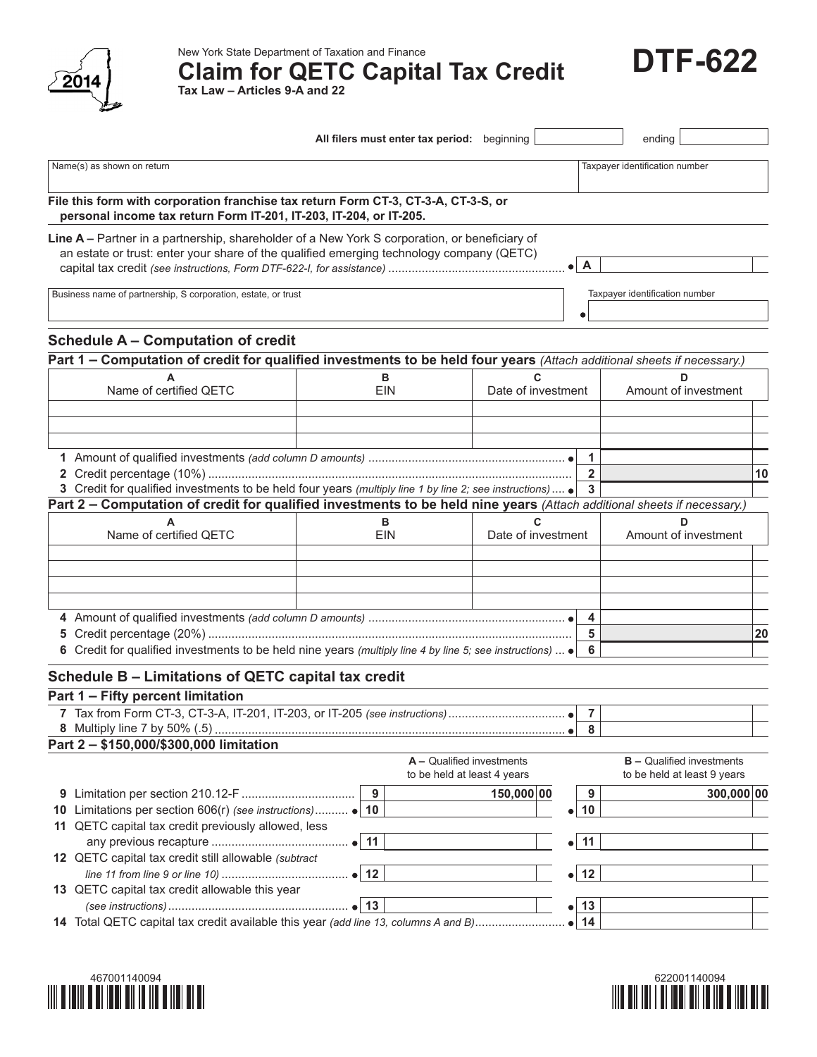2014

New York State Department of Taxation and Finance

# Claim for QETC Capital Tax Credit

**Tax Law – Articles 9-A and 22**

# DTF-622

**All filers must enter tax period:** beginning ______ ending ______

| Name(s) as shown on return | Taxpayer identification number |
|---|---|
| | |

**File this form with corporation franchise tax return Form CT-3, CT-3-A, CT-3-S, or personal income tax return Form IT-201, IT-203, IT-204, or IT-205.**

**Line A –** Partner in a partnership, shareholder of a New York S corporation, or beneficiary of an estate or trust: enter your share of the qualified emerging technology company (QETC) capital tax credit *(see instructions, Form DTF-622-I, for assistance)* ..................................................... ● **A** ______

| Business name of partnership, S corporation, estate, or trust | Taxpayer identification number |
|---|---|
| | ● |

## Schedule A – Computation of credit

### Part 1 – Computation of credit for qualified investments to be held four years *(Attach additional sheets if necessary.)*

| A<br>Name of certified QETC | B<br>EIN | C<br>Date of investment | D<br>Amount of investment |
|---|---|---|---|
| | | | |
| | | | |
| | | | |

| | | |
|---|---|---|
| **1** Amount of qualified investments *(add column D amounts)* ........................................................ ● | 1 | |
| **2** Credit percentage (10%) ........................................................................................................... | 2 | 10 |
| **3** Credit for qualified investments to be held four years *(multiply line 1 by line 2; see instructions)* .... ● | 3 | |

### Part 2 – Computation of credit for qualified investments to be held nine years *(Attach additional sheets if necessary.)*

| A<br>Name of certified QETC | B<br>EIN | C<br>Date of investment | D<br>Amount of investment |
|---|---|---|---|
| | | | |
| | | | |
| | | | |
| | | | |

| | | |
|---|---|---|
| **4** Amount of qualified investments *(add column D amounts)* ........................................................ ● | 4 | |
| **5** Credit percentage (20%) ........................................................................................................... | 5 | 20 |
| **6** Credit for qualified investments to be held nine years *(multiply line 4 by line 5; see instructions)* ... ● | 6 | |

## Schedule B – Limitations of QETC capital tax credit

### Part 1 – Fifty percent limitation

| | | |
|---|---|---|
| **7** Tax from Form CT-3, CT-3-A, IT-201, IT-203, or IT-205 *(see instructions)* ................................... ● | 7 | |
| **8** Multiply line 7 by 50% (.5) ........................................................................................................ ● | 8 | |

### Part 2 – $150,000/$300,000 limitation

| | | A – Qualified investments to be held at least 4 years | | B – Qualified investments to be held at least 9 years |
|---|---|---|---|---|
| **9** Limitation per section 210.12-F ................................. | 9 | 150,000 00 | 9 | 300,000 00 |
| **10** Limitations per section 606(r) *(see instructions)*.......... ● | 10 | | ● 10 | |
| **11** QETC capital tax credit previously allowed, less any previous recapture ......................................... ● | 11 | | ● 11 | |
| **12** QETC capital tax credit still allowable *(subtract line 11 from line 9 or line 10)* ...................................... ● | 12 | | ● 12 | |
| **13** QETC capital tax credit allowable this year *(see instructions)* ..................................................... ● | 13 | | ● 13 | |

| | | |
|---|---|---|
| **14** Total QETC capital tax credit available this year *(add line 13, columns A and B)*........................... ● | 14 | |

467001140094

622001140094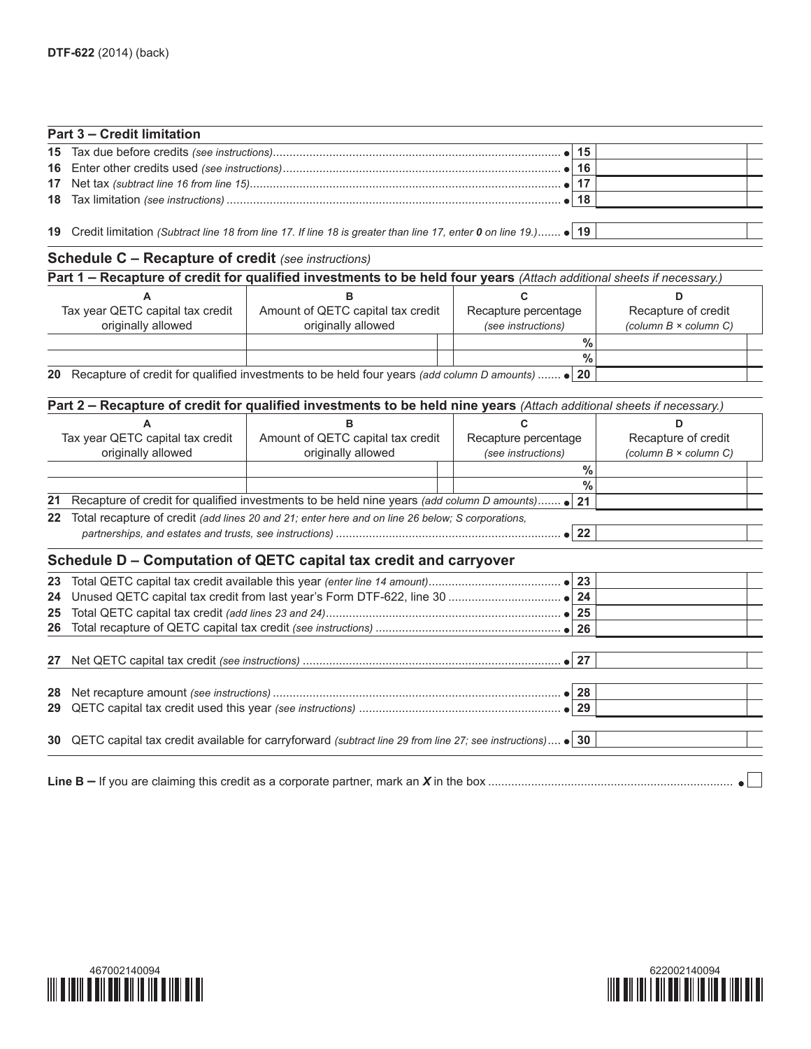## Part 3 – Credit limitation

| | | |
|---|---|---|
| **15** Tax due before credits *(see instructions)* | ● 15 | |
| **16** Enter other credits used *(see instructions)* | ● 16 | |
| **17** Net tax *(subtract line 16 from line 15)* | ● 17 | |
| **18** Tax limitation *(see instructions)* | ● 18 | |
| **19** Credit limitation *(Subtract line 18 from line 17. If line 18 is greater than line 17, enter **0** on line 19.)* | ● 19 | |

## Schedule C – Recapture of credit *(see instructions)*

### Part 1 – Recapture of credit for qualified investments to be held four years *(Attach additional sheets if necessary.)*

| A<br>Tax year QETC capital tax credit originally allowed | B<br>Amount of QETC capital tax credit originally allowed | C<br>Recapture percentage *(see instructions)* | D<br>Recapture of credit *(column B × column C)* |
|---|---|---|---|
| | | % | |
| | | % | |

| | | |
|---|---|---|
| **20** Recapture of credit for qualified investments to be held four years *(add column D amounts)* | ● 20 | |

### Part 2 – Recapture of credit for qualified investments to be held nine years *(Attach additional sheets if necessary.)*

| A<br>Tax year QETC capital tax credit originally allowed | B<br>Amount of QETC capital tax credit originally allowed | C<br>Recapture percentage *(see instructions)* | D<br>Recapture of credit *(column B × column C)* |
|---|---|---|---|
| | | % | |
| | | % | |

| | | |
|---|---|---|
| **21** Recapture of credit for qualified investments to be held nine years *(add column D amounts)* | ● 21 | |
| **22** Total recapture of credit *(add lines 20 and 21; enter here and on line 26 below; S corporations, partnerships, and estates and trusts, see instructions)* | ● 22 | |

## Schedule D – Computation of QETC capital tax credit and carryover

| | | |
|---|---|---|
| **23** Total QETC capital tax credit available this year *(enter line 14 amount)* | ● 23 | |
| **24** Unused QETC capital tax credit from last year's Form DTF-622, line 30 | ● 24 | |
| **25** Total QETC capital tax credit *(add lines 23 and 24)* | ● 25 | |
| **26** Total recapture of QETC capital tax credit *(see instructions)* | ● 26 | |
| **27** Net QETC capital tax credit *(see instructions)* | ● 27 | |
| **28** Net recapture amount *(see instructions)* | ● 28 | |
| **29** QETC capital tax credit used this year *(see instructions)* | ● 29 | |
| **30** QETC capital tax credit available for carryforward *(subtract line 29 from line 27; see instructions)* | ● 30 | |

**Line B –** If you are claiming this credit as a corporate partner, mark an ***X*** in the box ● ☐

467002140094

622002140094